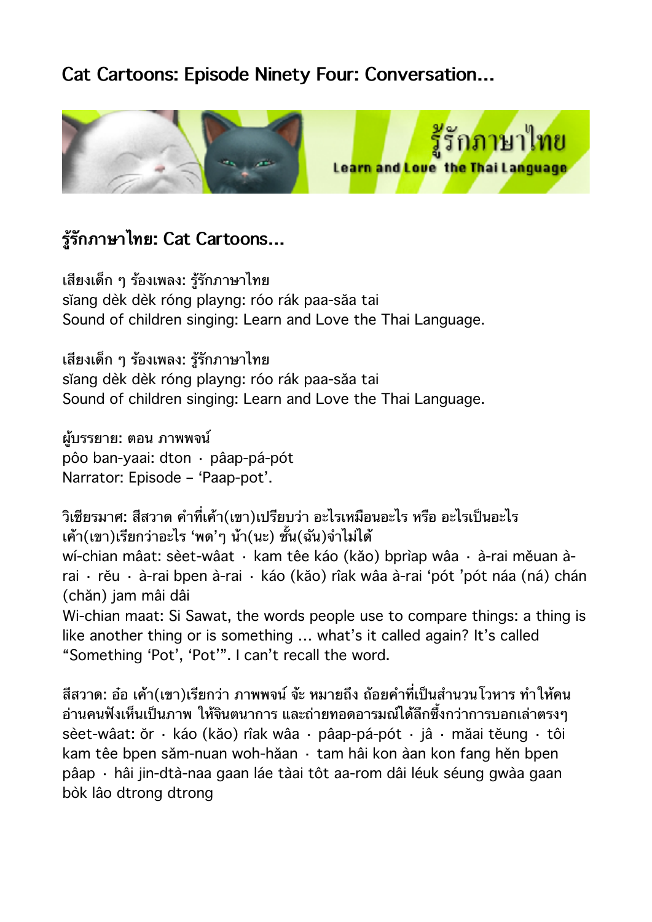# Cat Cartoons: Episode Ninety Four: Conversation...

## รู้รักภาษาไทย: Cat Cartoons...

เสียงเด็ก ๆ ร้องเพลง: รู้รักภาษาไทย
sĭang dèk dèk róng playng: róo rák paa-săa tai
Sound of children singing: Learn and Love the Thai Language.

เสียงเด็ก ๆ ร้องเพลง: รู้รักภาษาไทย
sĭang dèk dèk róng playng: róo rák paa-săa tai
Sound of children singing: Learn and Love the Thai Language.

ผู้บรรยาย: ตอน ภาพพจน์
pôo ban-yaai: dton · pâap-pá-pót
Narrator: Episode – 'Paap-pot'.

วิเชียรมาศ: สีสวาด คำที่เค้า(เขา)เปรียบว่า อะไรเหมือนอะไร หรือ อะไรเป็นอะไร เค้า(เขา)เรียกว่าอะไร 'พด'ๆ น้า(นะ) ชั้น(ฉัน)จำไม่ได้
wí-chian mâat: sèet-wâat · kam têe káo (kăo) bprìap wâa · à-rai mĕuan à-rai · rĕu · à-rai bpen à-rai · káo (kăo) rîak wâa à-rai 'pót 'pót náa (ná) chán (chăn) jam mâi dâi
Wi-chian maat: Si Sawat, the words people use to compare things: a thing is like another thing or is something ... what's called again? It's called "Something 'Pot', 'Pot'". I can't recall the word.

สีสวาด: อ๋อ เค้า(เขา)เรียกว่า ภาพพจน์ จ้ะ หมายถึง ถ้อยคำที่เป็นสำนวนโวหาร ทำให้คนอ่านคนฟังเห็นเป็นภาพ ให้จินตนาการ และถ่ายทอดอารมณ์ได้ลึกซึ้งกว่าการบอกเล่าตรงๆ
sèet-wâat: ŏr · káo (kăo) rîak wâa · pâap-pá-pót · jâ · măai tĕung · tôi kam têe bpen săm-nuan woh-hăan · tam hâi kon àan kon fang hĕn bpen pâap · hâi jin-dtà-naa gaan láe tàai tôt aa-rom dâi léuk séung gwàa gaan bòk lâo dtrong dtrong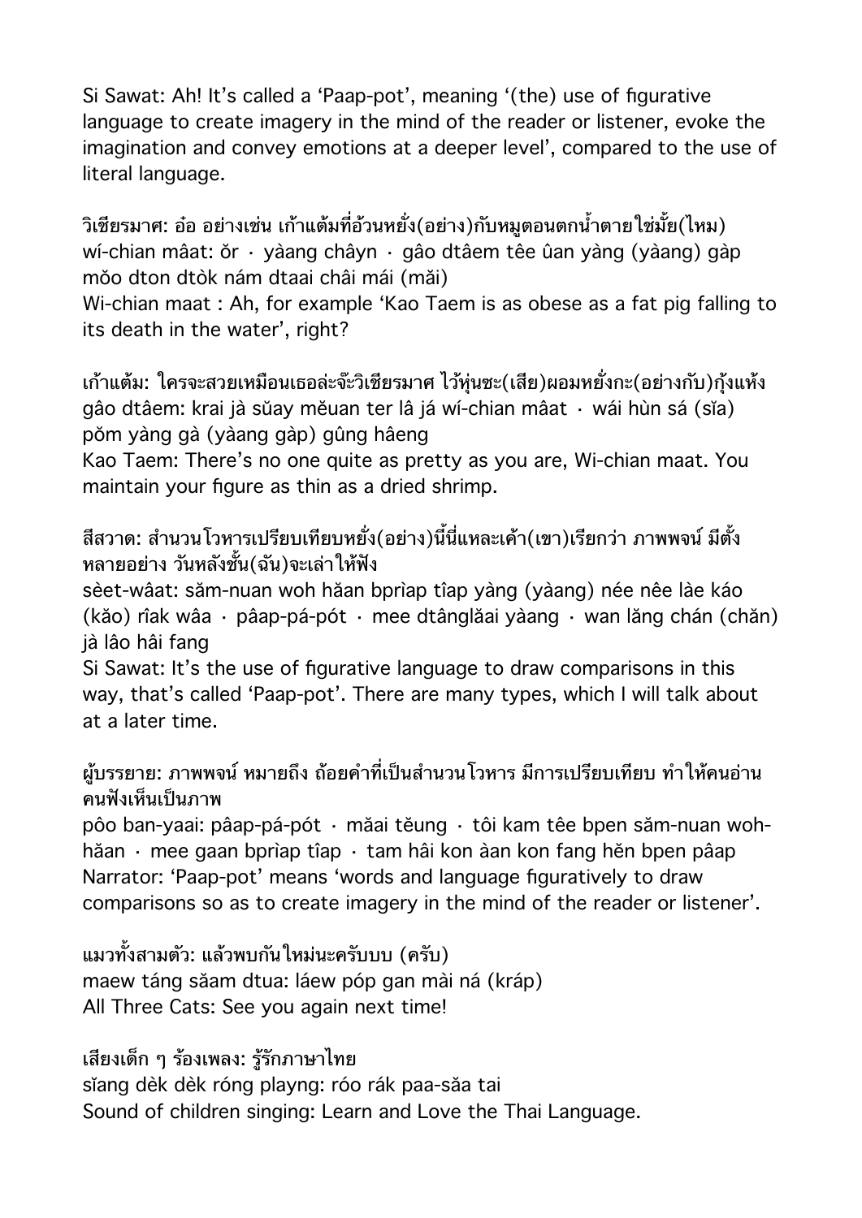Si Sawat: Ah! It's called a 'Paap-pot', meaning '(the) use of figurative language to create imagery in the mind of the reader or listener, evoke the imagination and convey emotions at a deeper level', compared to the use of literal language.

วิเชียรมาศ: อ๋อ อย่างเช่น เก้าแต้มที่อ้วนหยั่ง(อย่าง)กับหมูตอนตกน้ำตายใช่มั้ย(ไหม)
wí-chian mâat: ŏr · yàang châŷn · gâo dtâem têe ûan yàng (yàang) gàp mŏo dton dtòk nám dtaai châi mái (măi)
Wi-chian maat : Ah, for example 'Kao Taem is as obese as a fat pig falling to its death in the water', right?

เก้าแต้ม: ใครจะสวยเหมือนเธอล่ะจ๊ะวิเชียรมาศ ไว้หุ่นซะ(เสีย)ผอมหยั่งกะ(อย่างกับ)กุ้งแห้ง
gâo dtâem: krai jà sŭay mĕuan ter lâ já wí-chian mâat · wái hùn sá (sĭa) pŏm yàng gà (yàang gàp) gûng hâeng
Kao Taem: There's no one quite as pretty as you are, Wi-chian maat. You maintain your figure as thin as a dried shrimp.

สีสวาด: สำนวนโวหารเปรียบเทียบหยั่ง(อย่าง)นี้นี่แหละเค้า(เขา)เรียกว่า ภาพพจน์ มีตั้งหลายอย่าง วันหลังชั้น(ฉัน)จะเล่าให้ฟัง
sèet-wâat: săm-nuan woh hăan bprìap tîap yàng (yàang) née nêe làe káo (kăo) rîak wâa · pâap-pá-pót · mee dtânglăai yàang · wan lăng chán (chăn) jà lâo hâi fang
Si Sawat: It's the use of figurative language to draw comparisons in this way, that's called 'Paap-pot'. There are many types, which I will talk about at a later time.

ผู้บรรยาย: ภาพพจน์ หมายถึง ถ้อยคำที่เป็นสำนวนโวหาร มีการเปรียบเทียบ ทำให้คนอ่านคนฟังเห็นเป็นภาพ
pôo ban-yaai: pâap-pá-pót · măai tĕung · tôi kam têe bpen săm-nuan woh-hăan · mee gaan bprìap tîap · tam hâi kon àan kon fang hĕn bpen pâap
Narrator: 'Paap-pot' means 'words and language figuratively to draw comparisons so as to create imagery in the mind of the reader or listener'.

แมวทั้งสามตัว: แล้วพบกันใหม่นะครับบบ (ครับ)
maew táng săam dtua: láew póp gan mài ná (kráp)
All Three Cats: See you again next time!

เสียงเด็ก ๆ ร้องเพลง: รู้รักภาษาไทย
sĭang dèk dèk róng playng: róo rák paa-săa tai
Sound of children singing: Learn and Love the Thai Language.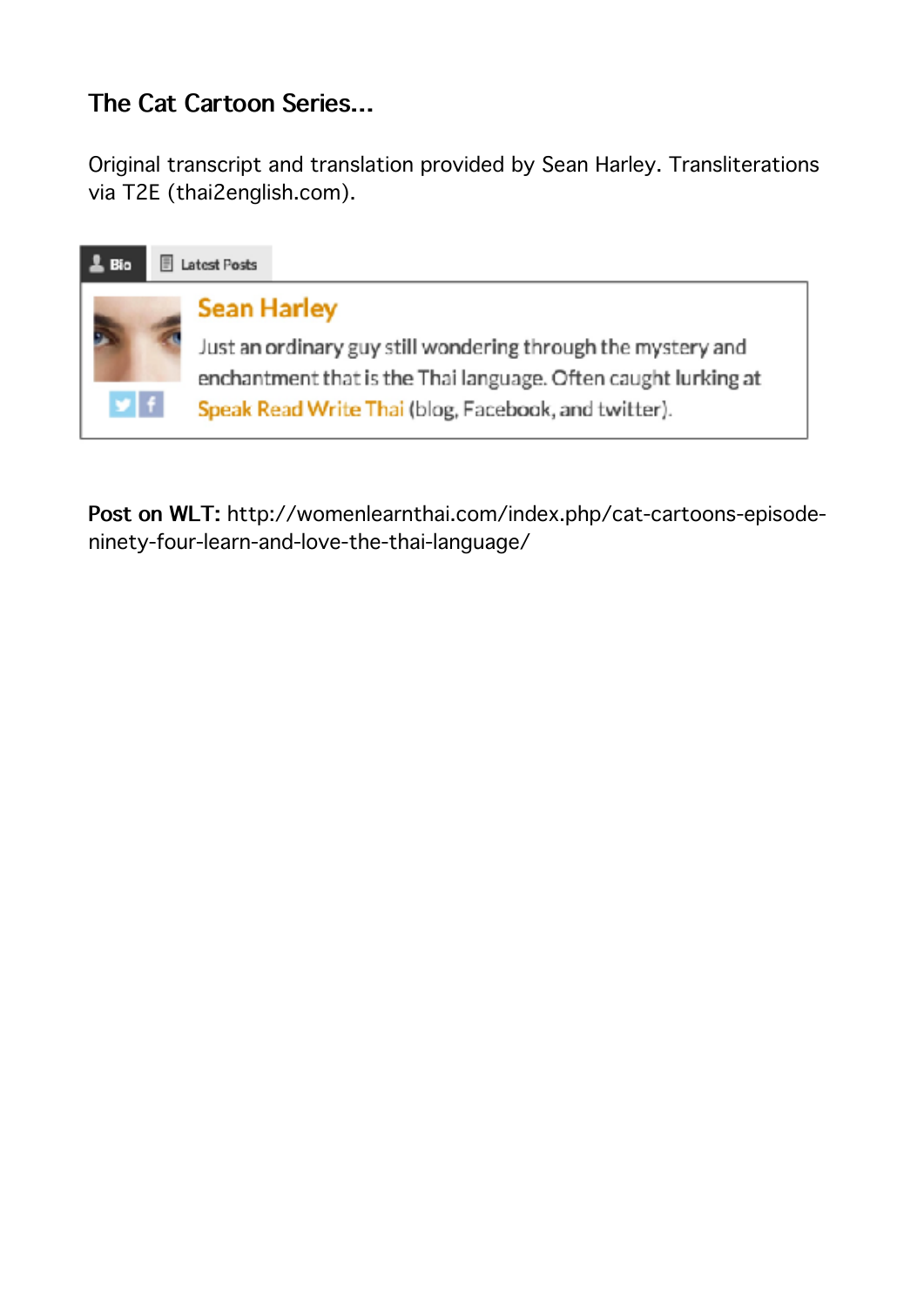**The Cat Cartoon Series...**

Original transcript and translation provided by Sean Harley. Transliterations via T2E (thai2english.com).

Bio | Latest Posts

**Sean Harley**

Just an ordinary guy still wondering through the mystery and enchantment that is the Thai language. Often caught lurking at Speak Read Write Thai (blog, Facebook, and twitter).

**Post on WLT:** http://womenlearnthai.com/index.php/cat-cartoons-episode-ninety-four-learn-and-love-the-thai-language/